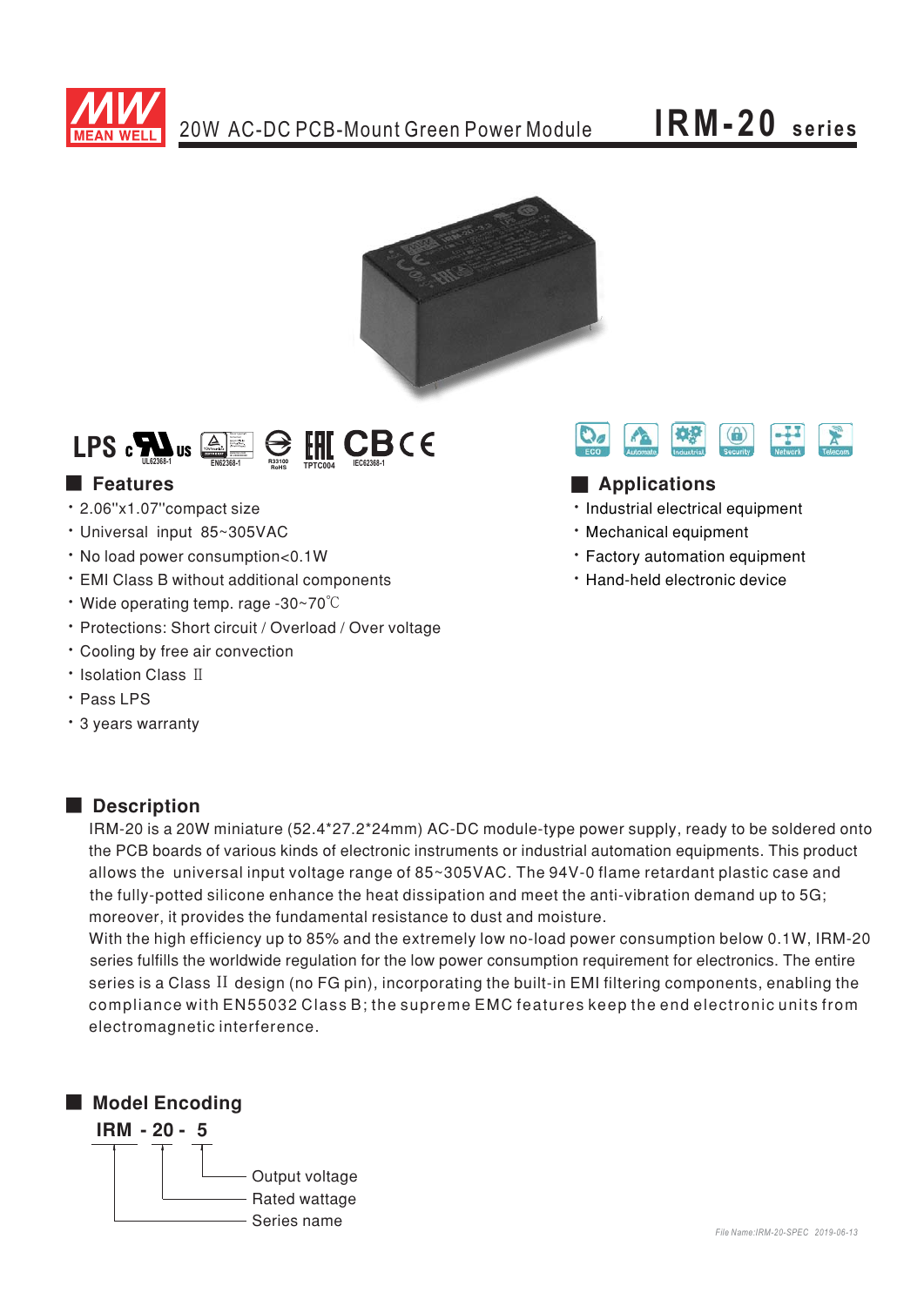# 20W AC-DC PCB-Mount Green Power Module — IRM-20 series

## Features

- 2.06"x1.07"compact size
- Universal input 85~305VAC
- No load power consumption<0.1W
- EMI Class B without additional components
- Wide operating temp. rage -30~70℃
- Protections: Short circuit / Overload / Over voltage
- Cooling by free air convection
- Isolation Class Ⅱ
- Pass LPS
- 3 years warranty

## Applications

- Industrial electrical equipment
- Mechanical equipment
- Factory automation equipment
- Hand-held electronic device

## Description

IRM-20 is a 20W miniature (52.4*27.2*24mm) AC-DC module-type power supply, ready to be soldered onto the PCB boards of various kinds of electronic instruments or industrial automation equipments. This product allows the universal input voltage range of 85~305VAC. The 94V-0 flame retardant plastic case and the fully-potted silicone enhance the heat dissipation and meet the anti-vibration demand up to 5G; moreover, it provides the fundamental resistance to dust and moisture.

With the high efficiency up to 85% and the extremely low no-load power consumption below 0.1W, IRM-20 series fulfills the worldwide regulation for the low power consumption requirement for electronics. The entire series is a Class Ⅱ design (no FG pin), incorporating the built-in EMI filtering components, enabling the compliance with EN55032 Class B; the supreme EMC features keep the end electronic units from electromagnetic interference.

## Model Encoding

**IRM - 20 - 5**

- 5 — Output voltage
- 20 — Rated wattage
- IRM — Series name

*File Name:IRM-20-SPEC 2019-06-13*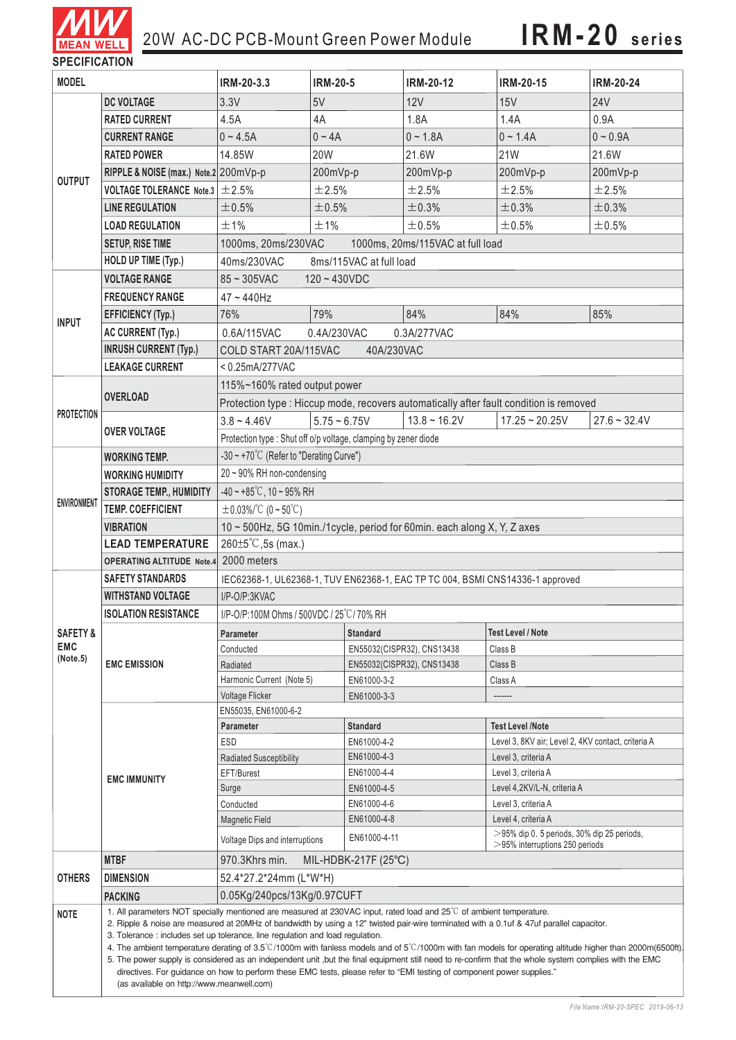# 20W AC-DC PCB-Mount Green Power Module **IRM-20 series**

## SPECIFICATION

| MODEL | | IRM-20-3.3 | IRM-20-5 | IRM-20-12 | IRM-20-15 | IRM-20-24 |
|---|---|---|---|---|---|---|
| OUTPUT | DC VOLTAGE | 3.3V | 5V | 12V | 15V | 24V |
| | RATED CURRENT | 4.5A | 4A | 1.8A | 1.4A | 0.9A |
| | CURRENT RANGE | 0 ~ 4.5A | 0 ~ 4A | 0 ~ 1.8A | 0 ~ 1.4A | 0 ~ 0.9A |
| | RATED POWER | 14.85W | 20W | 21.6W | 21W | 21.6W |
| | RIPPLE & NOISE (max.) Note.2 | 200mVp-p | 200mVp-p | 200mVp-p | 200mVp-p | 200mVp-p |
| | VOLTAGE TOLERANCE Note.3 | ±2.5% | ±2.5% | ±2.5% | ±2.5% | ±2.5% |
| | LINE REGULATION | ±0.5% | ±0.5% | ±0.3% | ±0.3% | ±0.3% |
| | LOAD REGULATION | ±1% | ±1% | ±0.5% | ±0.5% | ±0.5% |
| | SETUP, RISE TIME | 1000ms, 20ms/230VAC 1000ms, 20ms/115VAC at full load | | | | |
| | HOLD UP TIME (Typ.) | 40ms/230VAC 8ms/115VAC at full load | | | | |
| INPUT | VOLTAGE RANGE | 85 ~ 305VAC 120 ~ 430VDC | | | | |
| | FREQUENCY RANGE | 47 ~ 440Hz | | | | |
| | EFFICIENCY (Typ.) | 76% | 79% | 84% | 84% | 85% |
| | AC CURRENT (Typ.) | 0.6A/115VAC 0.4A/230VAC 0.3A/277VAC | | | | |
| | INRUSH CURRENT (Typ.) | COLD START 20A/115VAC 40A/230VAC | | | | |
| | LEAKAGE CURRENT | < 0.25mA/277VAC | | | | |
| PROTECTION | OVERLOAD | 115%~160% rated output power | | | | |
| | | Protection type : Hiccup mode, recovers automatically after fault condition is removed | | | | |
| | OVER VOLTAGE | 3.8 ~ 4.46V | 5.75 ~ 6.75V | 13.8 ~ 16.2V | 17.25 ~ 20.25V | 27.6 ~ 32.4V |
| | | Protection type : Shut off o/p voltage, clamping by zener diode | | | | |
| ENVIRONMENT | WORKING TEMP. | -30 ~ +70℃ (Refer to "Derating Curve") | | | | |
| | WORKING HUMIDITY | 20 ~ 90% RH non-condensing | | | | |
| | STORAGE TEMP., HUMIDITY | -40 ~ +85℃, 10 ~ 95% RH | | | | |
| | TEMP. COEFFICIENT | ±0.03%/℃ (0 ~ 50℃) | | | | |
| | VIBRATION | 10 ~ 500Hz, 5G 10min./1cycle, period for 60min. each along X, Y, Z axes | | | | |
| | LEAD TEMPERATURE | 260±5℃ ,5s (max.) | | | | |
| | OPERATING ALTITUDE Note.4 | 2000 meters | | | | |
| SAFETY & EMC (Note.5) | SAFETY STANDARDS | IEC62368-1, UL62368-1, TUV EN62368-1, EAC TP TC 004, BSMI CNS14336-1 approved | | | | |
| | WITHSTAND VOLTAGE | I/P-O/P:3KVAC | | | | |
| | ISOLATION RESISTANCE | I/P-O/P:100M Ohms / 500VDC / 25℃/ 70% RH | | | | |
| | EMC EMISSION | **Parameter** | **Standard** | | **Test Level / Note** | |
| | | Conducted | EN55032(CISPR32), CNS13438 | | Class B | |
| | | Radiated | EN55032(CISPR32), CNS13438 | | Class B | |
| | | Harmonic Current (Note 5) | EN61000-3-2 | | Class A | |
| | | Voltage Flicker | EN61000-3-3 | | ------- | |
| | EMC IMMUNITY | EN55035, EN61000-6-2 | | | | |
| | | **Parameter** | **Standard** | | **Test Level /Note** | |
| | | ESD | EN61000-4-2 | | Level 3, 8KV air; Level 2, 4KV contact, criteria A | |
| | | Radiated Susceptibility | EN61000-4-3 | | Level 3, criteria A | |
| | | EFT/Burest | EN61000-4-4 | | Level 3, criteria A | |
| | | Surge | EN61000-4-5 | | Level 4,2KV/L-N, criteria A | |
| | | Conducted | EN61000-4-6 | | Level 3, criteria A | |
| | | Magnetic Field | EN61000-4-8 | | Level 4, criteria A | |
| | | Voltage Dips and interruptions | EN61000-4-11 | | >95% dip 0. 5 periods, 30% dip 25 periods, >95% interruptions 250 periods | |
| OTHERS | MTBF | 970.3Khrs min. MIL-HDBK-217F (25℃) | | | | |
| | DIMENSION | 52.4*27.2*24mm (L*W*H) | | | | |
| | PACKING | 0.05Kg/240pcs/13Kg/0.97CUFT | | | | |

**NOTE**

1. All parameters NOT specially mentioned are measured at 230VAC input, rated load and 25℃ of ambient temperature.
2. Ripple & noise are measured at 20MHz of bandwidth by using a 12" twisted pair-wire terminated with a 0.1uf & 47uf parallel capacitor.
3. Tolerance : includes set up tolerance, line regulation and load regulation.
4. The ambient temperature derating of 3.5℃/1000m with fanless models and of 5℃/1000m with fan models for operating altitude higher than 2000m(6500ft).
5. The power supply is considered as an independent unit ,but the final equipment still need to re-confirm that the whole system complies with the EMC directives. For guidance on how to perform these EMC tests, please refer to "EMI testing of component power supplies." (as available on http://www.meanwell.com)

*File Name:IRM-20-SPEC 2019-06-13*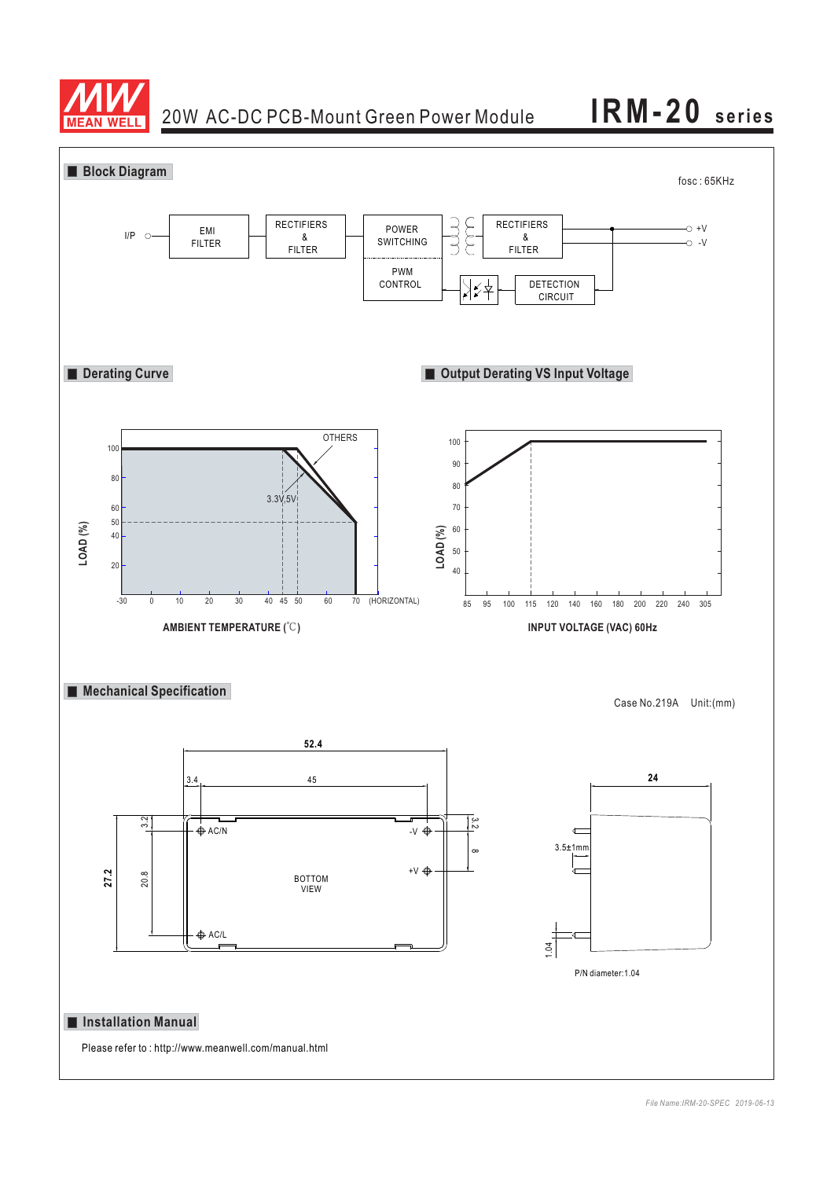# 20W AC-DC PCB-Mount Green Power Module — IRM-20 series

## Block Diagram

fosc : 65KHz

I/P
EMI FILTER
RECTIFIERS & FILTER
POWER SWITCHING
PWM CONTROL
RECTIFIERS & FILTER
DETECTION CIRCUIT
+V
-V

## Derating Curve

LOAD (%)
100
80
60
50
40
20
OTHERS
3.3V,5V
-30 0 10 20 30 40 45 50 60 70 (HORIZONTAL)
AMBIENT TEMPERATURE (℃)

## Output Derating VS Input Voltage

LOAD (%)
100
90
80
70
60
50
40
85 95 100 115 120 140 160 180 200 220 240 305
INPUT VOLTAGE (VAC) 60Hz

## Mechanical Specification

Case No.219A Unit:(mm)

52.4
3.4
45
27.2
20.8
3.2
3.2
8
AC/N
-V
+V
AC/L
BOTTOM VIEW
24
3.5±1mm
1.04
P/N diameter:1.04

## Installation Manual

Please refer to : http://www.meanwell.com/manual.html